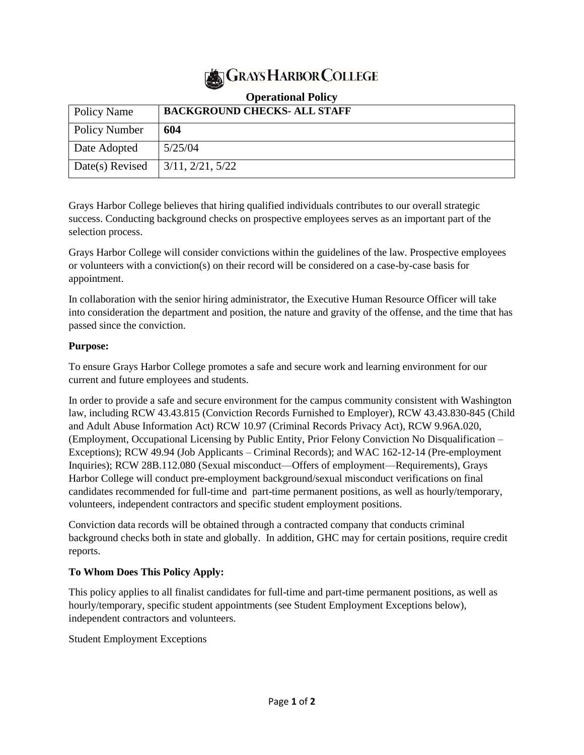# Grays Harbor College

**Operational Policy**

| Policy Name | **BACKGROUND CHECKS- ALL STAFF** |
|---|---|
| Policy Number | **604** |
| Date Adopted | 5/25/04 |
| Date(s) Revised | 3/11, 2/21, 5/22 |

Grays Harbor College believes that hiring qualified individuals contributes to our overall strategic success. Conducting background checks on prospective employees serves as an important part of the selection process.

Grays Harbor College will consider convictions within the guidelines of the law. Prospective employees or volunteers with a conviction(s) on their record will be considered on a case-by-case basis for appointment.

In collaboration with the senior hiring administrator, the Executive Human Resource Officer will take into consideration the department and position, the nature and gravity of the offense, and the time that has passed since the conviction.

**Purpose:**

To ensure Grays Harbor College promotes a safe and secure work and learning environment for our current and future employees and students.

In order to provide a safe and secure environment for the campus community consistent with Washington law, including RCW 43.43.815 (Conviction Records Furnished to Employer), RCW 43.43.830-845 (Child and Adult Abuse Information Act) RCW 10.97 (Criminal Records Privacy Act), RCW 9.96A.020, (Employment, Occupational Licensing by Public Entity, Prior Felony Conviction No Disqualification – Exceptions); RCW 49.94 (Job Applicants – Criminal Records); and WAC 162-12-14 (Pre-employment Inquiries); RCW 28B.112.080 (Sexual misconduct—Offers of employment—Requirements), Grays Harbor College will conduct pre-employment background/sexual misconduct verifications on final candidates recommended for full-time and part-time permanent positions, as well as hourly/temporary, volunteers, independent contractors and specific student employment positions.

Conviction data records will be obtained through a contracted company that conducts criminal background checks both in state and globally. In addition, GHC may for certain positions, require credit reports.

**To Whom Does This Policy Apply:**

This policy applies to all finalist candidates for full-time and part-time permanent positions, as well as hourly/temporary, specific student appointments (see Student Employment Exceptions below), independent contractors and volunteers.

Student Employment Exceptions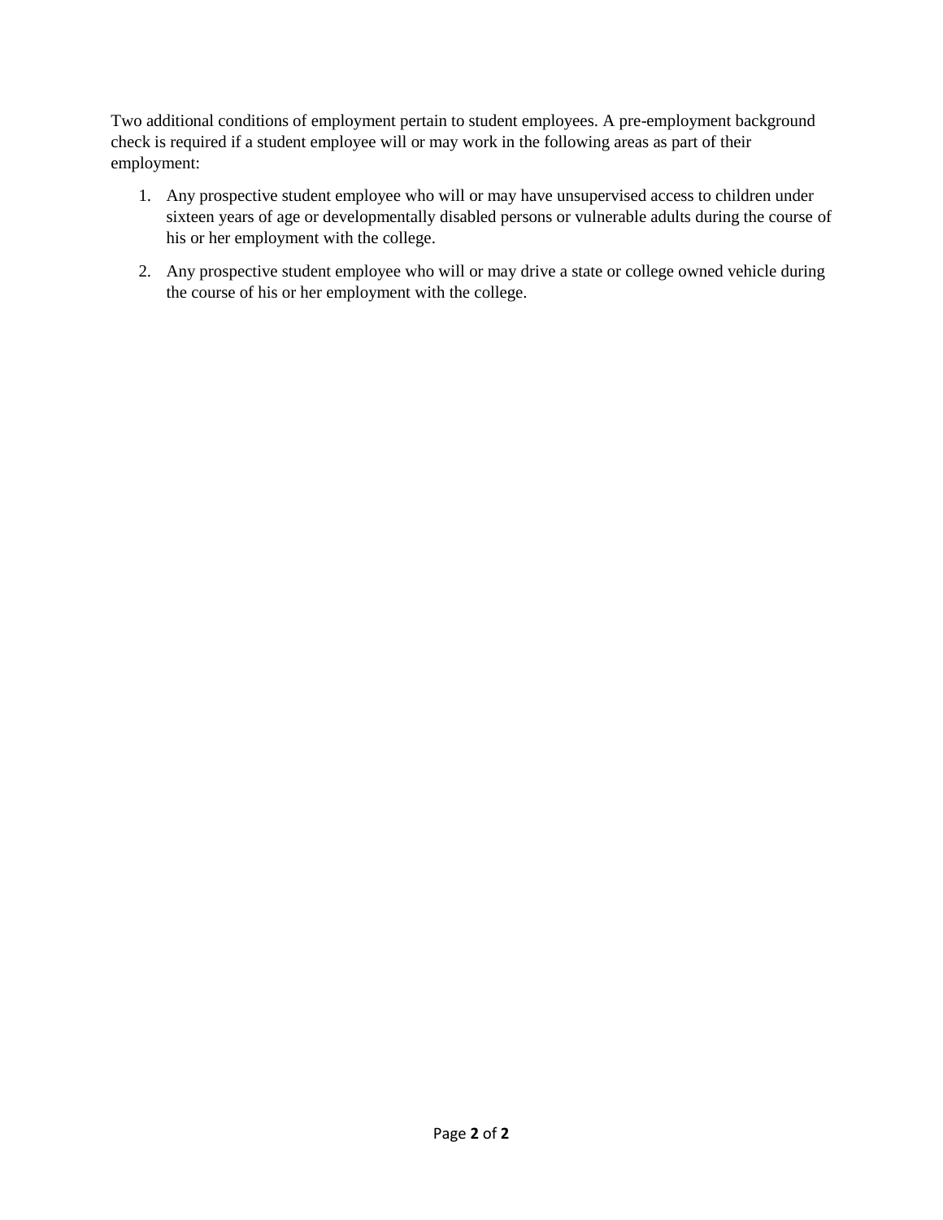Two additional conditions of employment pertain to student employees. A pre-employment background check is required if a student employee will or may work in the following areas as part of their employment:

1. Any prospective student employee who will or may have unsupervised access to children under sixteen years of age or developmentally disabled persons or vulnerable adults during the course of his or her employment with the college.
2. Any prospective student employee who will or may drive a state or college owned vehicle during the course of his or her employment with the college.